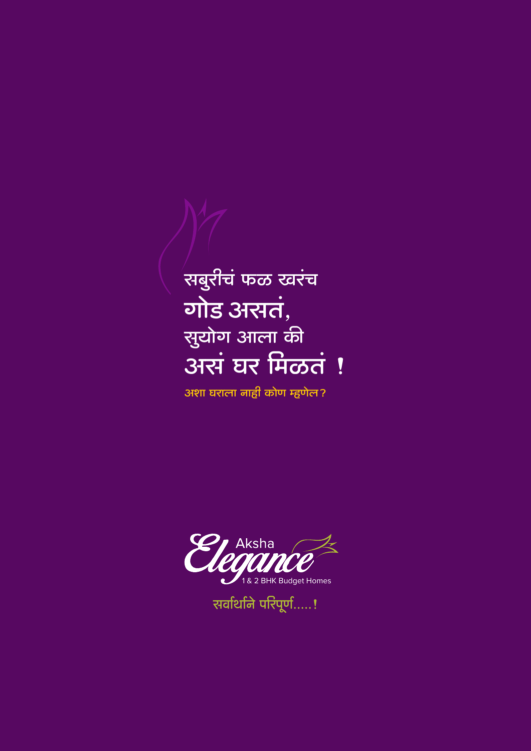सबुरीचं फळ खरंच

**गोड असतं,**

सुयोग आला की

**असं घर मिळतं !**

अशा घराला नाही कोण म्हणेल?

Aksha

Elegance

1 & 2 BHK Budget Homes

सर्वार्थाने परिपूर्ण.....!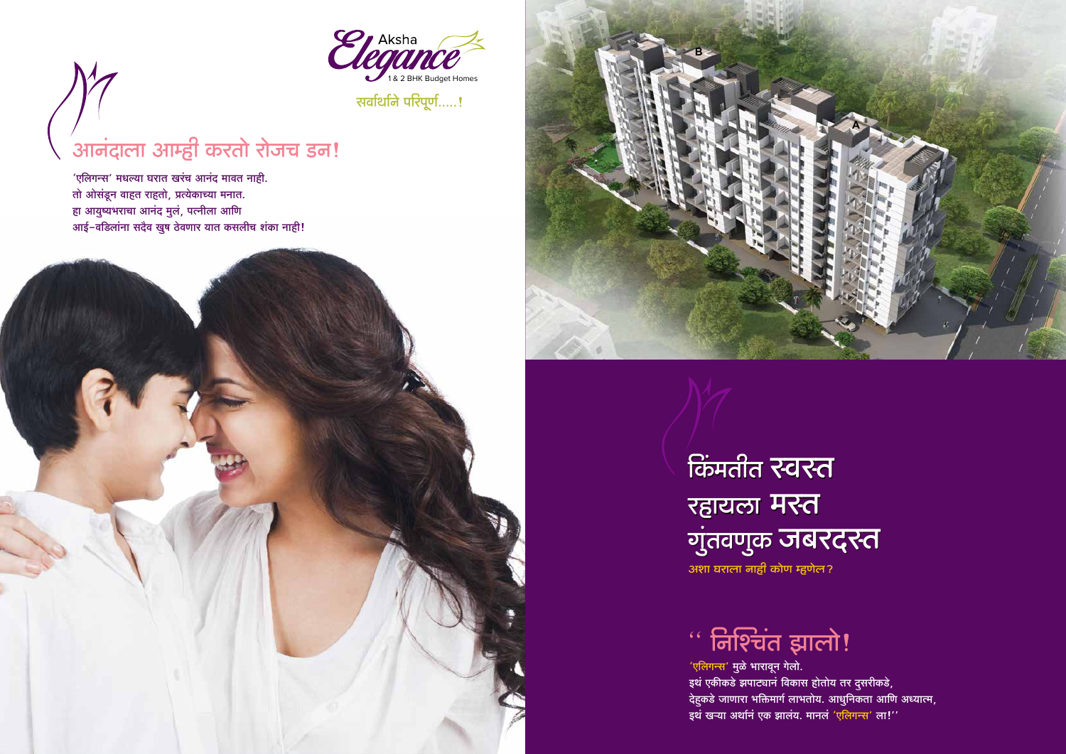Aksha
# Elegance
1 & 2 BHK Budget Homes

सर्वार्थाने परिपूर्ण.....!

## आनंदाला आम्ही करतो रोजच डन!

'एलिगन्स' मधल्या घरात खरंच आनंद मावत नाही.
तो ओसंडून वाहत राहतो, प्रत्येकाच्या मनात.
हा आयुष्यभराचा आनंद मुलं, पत्नीला आणि
आई-वडिलांना सदैव खुष ठेवणार यात कसलीच शंका नाही!

B

A

## किंमतीत स्वस्त
## रहायला मस्त
## गुंतवणुक जबरदस्त

अशा घराला नाही कोण म्हणेल?

## " निश्चिंत झालो!

'एलिगन्स' मुळे भारावून गेलो.
इथं एकीकडे झपाट्यानं विकास होतोय तर दुसरीकडे,
देहुकडे जाणारा भक्तिमार्ग लाभतोय. आधुनिकता आणि अध्यात्म,
इथं खऱ्या अर्थानं एक झालंय. मानलं 'एलिगन्स' ला!"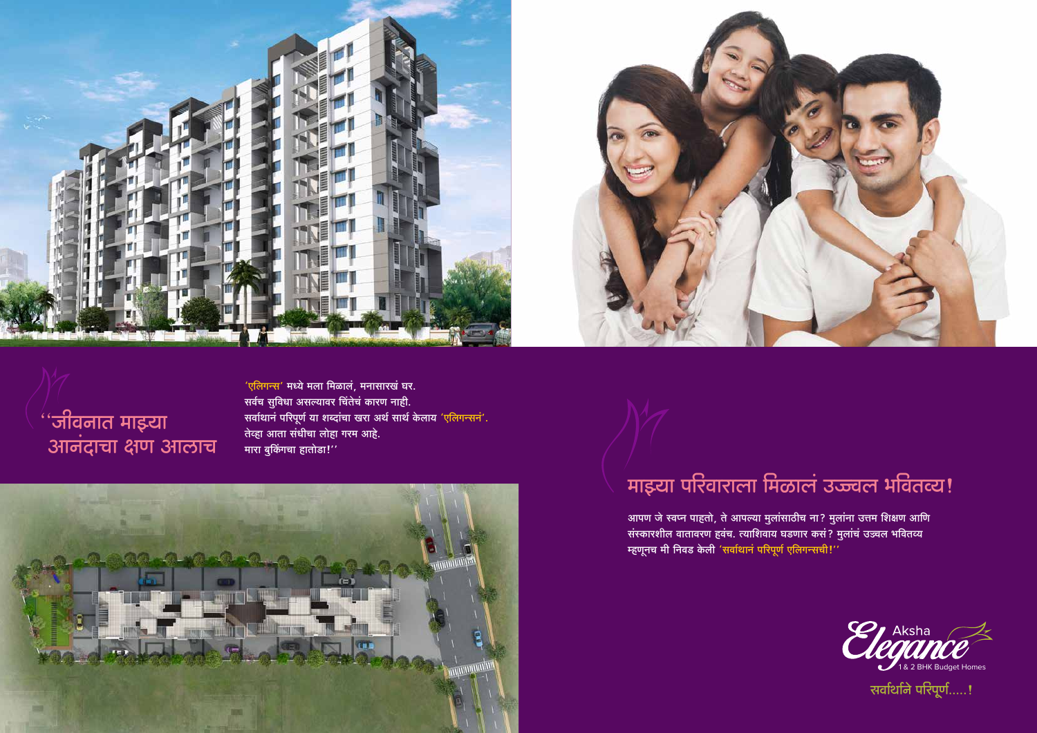## "जीवनात माझ्या आनंदाचा क्षण आलाच

'एलिगन्स' मध्ये मला मिळालं, मनासारखं घर.
सर्वच सुविधा असल्यावर चिंतेचं कारण नाही.
सर्वार्थानं परिपूर्ण या शब्दांचा खरा अर्थ सार्थ केलाय 'एलिगन्सनं'.
तेव्हा आता संधीचा लोहा गरम आहे.
मारा बुकिंगचा हातोडा!"

## माझ्या परिवाराला मिळालं उज्ज्वल भवितव्य!

आपण जे स्वप्न पाहतो, ते आपल्या मुलांसाठीच ना? मुलांना उत्तम शिक्षण आणि संस्कारशील वातावरण हवंच. त्याशिवाय घडणार कसं? मुलांचं उज्वल भवितव्य म्हणूनच मी निवड केली 'सर्वार्थानं परिपूर्ण एलिगन्सची!"

Aksha Elegance
1 & 2 BHK Budget Homes
सर्वार्थाने परिपूर्ण.....!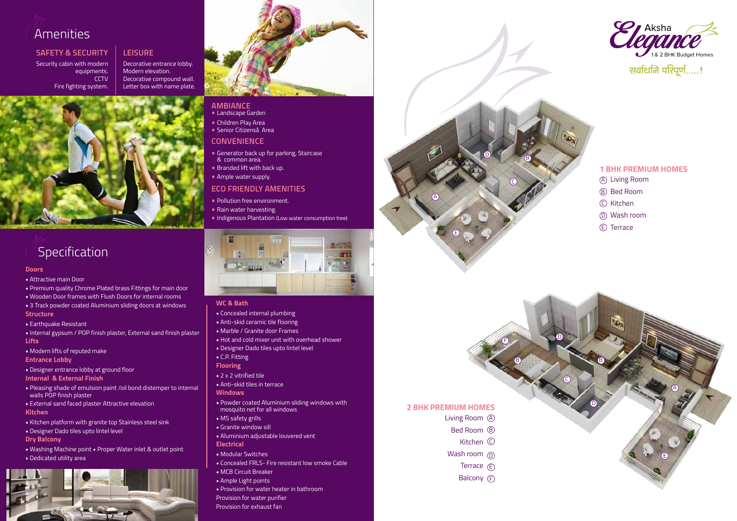# Amenities

## SAFETY & SECURITY

Security cabin with modern equipments.
CCTV
Fire fighting system.

## LEISURE

Decorative entrance lobby.
Modern elevation.
Decorative compound wall.
Letter box with name plate.

## AMBIANCE

- Landscape Garden
- Children Play Area
- Senior Citizenså Area

## CONVENIENCE

- Generator back up for parking, Staircase & common area.
- Branded lift with back up.
- Ample water supply.

## ECO FRIENDLY AMENITIES

- Pollution free environment.
- Rain water harvesting.
- Indigenous Plantation (Low water consumption tree)

# Specification

**Doors**

- Attractive main Door
- Premium quality Chrome Plated brass Fittings for main door
- Wooden Door frames with Flush Doors for internal rooms
- 3 Track powder coated Aluminium sliding doors at windows

**Structure**

- Earthquake Resistant
- Internal gypsum / POP finish plaster, External sand finish plaster

**Lifts**

- Modern lifts of reputed make

**Entrance Lobby**

- Designer entrance lobby at ground floor

**Internal & External Finish**

- Pleasing shade of emulsion paint /oil bond distemper to internal walls POP finish plaster
- External sand faced plaster Attractive elevation

**Kitchen**

- Kitchen platform with granite top Stainless steel sink
- Designer Dado tiles upto lintel level

**Dry Balcony**

- Washing Machine point
- Proper Water inlet & outlet point
- Dedicated utility area

**WC & Bath**

- Concealed internal plumbing
- Anti-skid ceramic tile flooring
- Marble / Granite door Frames
- Hot and cold mixer unit with overhead shower
- Designer Dado tiles upto lintel level
- C.P. Fitting

**Flooring**

- 2 x 2 vitrified tile
- Anti-skid tiles in terrace

**Windows**

- Powder coated Aluminium sliding windows with mosquito net for all windows
- MS safety grills
- Granite window sill
- Aluminium adjustable louvered vent

**Electrical**

- Modular Switches
- Concealed FRLS- Fire resistant low smoke Cable
- MCB Circuit Breaker
- Ample Light points
- Provision for water heater in bathroom

Provision for water purifier
Provision for exhaust fan

Aksha Elegance
1 & 2 BHK Budget Homes

सर्वार्थाने परिपूर्ण.....!

## 1 BHK PREMIUM HOMES

- (A) Living Room
- (B) Bed Room
- (C) Kitchen
- (D) Wash room
- (E) Terrace

## 2 BHK PREMIUM HOMES

- Living Room (A)
- Bed Room (B)
- Kitchen (C)
- Wash room (D)
- Terrace (E)
- Balcony (F)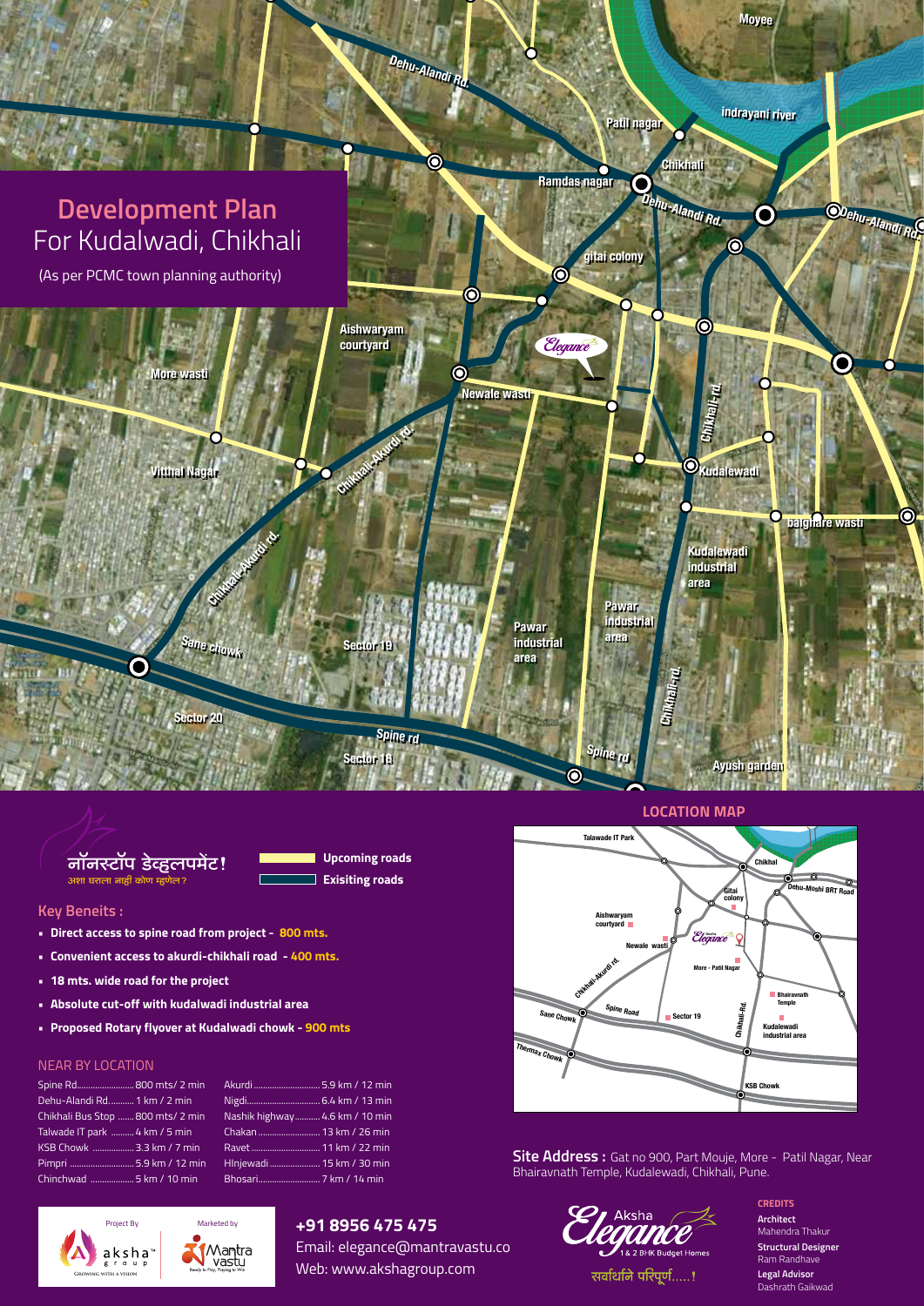# Development Plan
For Kudalwadi, Chikhali

(As per PCMC town planning authority)

Dehu-Alandi Rd.
Moyee
indrayani river
Patil nagar
Chikhali
Ramdas nagar
Dehu-Alandi Rd.
Dehu-Alandi Rd.
gitai colony
Aishwaryam courtyard
Elegance
More wasti
Newale wasti
Chikhali-rd.
Vitthal Nagar
Chikhali-Akurdi rd.
Kudalewadi
balghare wasti
Chikhali-Akurdi rd.
Kudalewadi industrial area
Pawar industrial area
Pawar industrial area
Sane chowk
Sector 19
Chikhali-rd.
Sector 20
Spine rd
Spine rd
Sector 18
Ayush garden

नॉनस्टॉप डेव्हलपमेंट!
अशा घराला नाही कोण म्हणेल?

Upcoming roads
Exisiting roads

## Key Beneits :

- **Direct access to spine road from project - 800 mts.**
- **Convenient access to akurdi-chikhali road - 400 mts.**
- **18 mts. wide road for the project**
- **Absolute cut-off with kudalwadi industrial area**
- **Proposed Rotary flyover at Kudalwadi chowk - 900 mts**

## NEAR BY LOCATION

| | | | |
|---|---|---|---|
| Spine Rd | 800 mts/ 2 min | Akurdi | 5.9 km / 12 min |
| Dehu-Alandi Rd. | 1 km / 2 min | Nigdi | 6.4 km / 13 min |
| Chikhali Bus Stop | 800 mts/ 2 min | Nashik highway | 4.6 km / 10 min |
| Talwade IT park | 4 km / 5 min | Chakan | 13 km / 26 min |
| KSB Chowk | 3.3 km / 7 min | Ravet | 11 km / 22 min |
| Pimpri | 5.9 km / 12 min | HInjewadi | 15 km / 30 min |
| Chinchwad | 5 km / 10 min | Bhosari | 7 km / 14 min |

## LOCATION MAP

Talawade IT Park
Chikhali
Dehu-Moshi BRT Road
Gitai colony
Aishwaryam courtyard
Newale wasti
Elegance
More - Patil Nagar
Chikhali-Akurdi rd.
Bhairavnath Temple
Sane Chowk
Spine Road
Sector 19
Chikhali-Rd.
Kudalewadi industrial area
Thermax Chowk
KSB Chowk

**Site Address :** Gat no 900, Part Mouje, More - Patil Nagar, Near Bhairavnath Temple, Kudalewadi, Chikhali, Pune.

Project By
aksha group
Growing with a vision

Marketed by
Mantra vastu
Ready to Play, Playing to Win

**+91 8956 475 475**
Email: elegance@mantravastu.co
Web: www.akshagroup.com

Aksha Elegance
1 & 2 BHK Budget Homes
सर्वार्थाने परिपूर्ण.....!

### CREDITS

**Architect**
Mahendra Thakur

**Structural Designer**
Ram Randhave

**Legal Advisor**
Dashrath Gaikwad